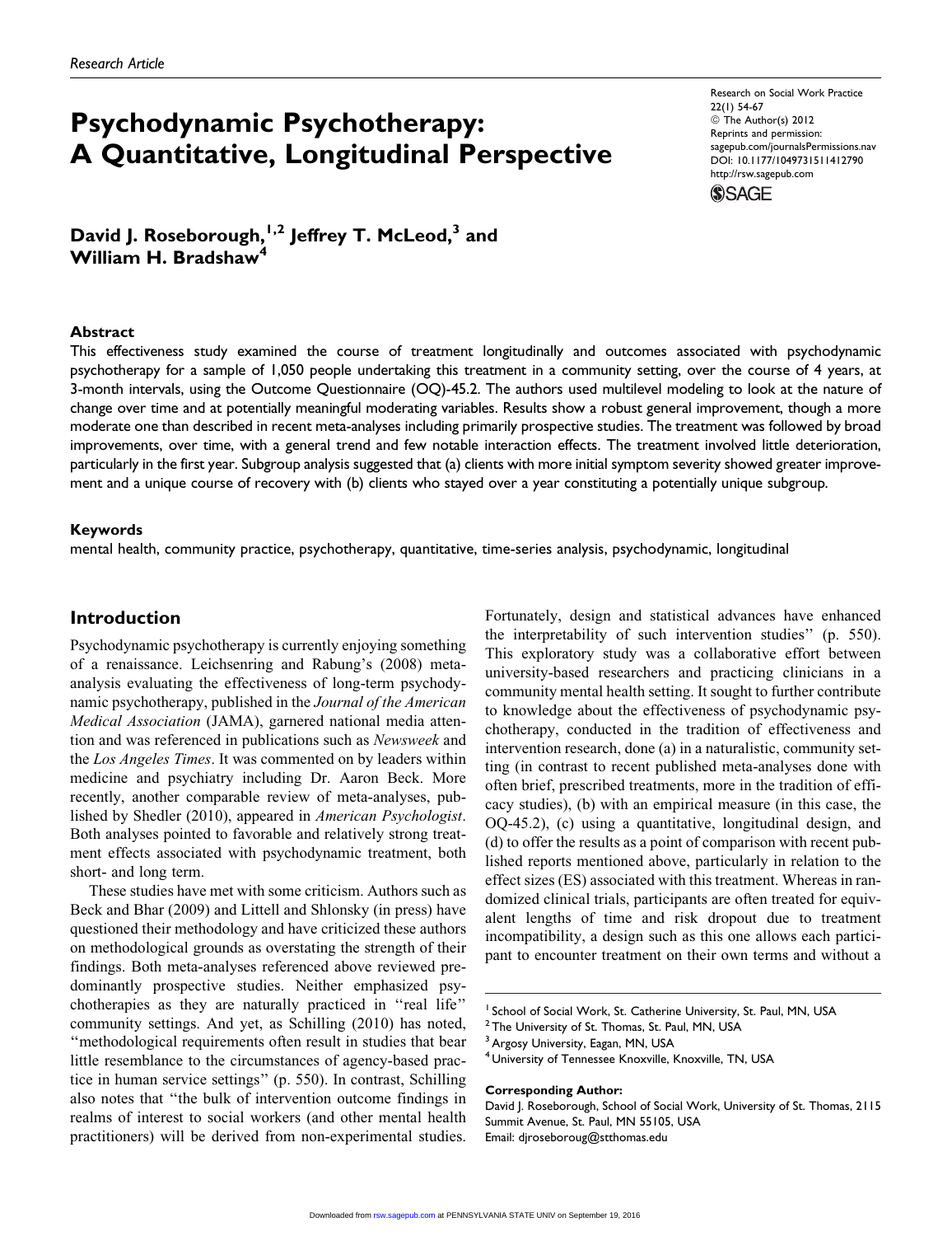Research Article

# Psychodynamic Psychotherapy: A Quantitative, Longitudinal Perspective

Research on Social Work Practice
22(1) 54-67
© The Author(s) 2012
Reprints and permission: sagepub.com/journalsPermissions.nav
DOI: 10.1177/1049731511412790
http://rsw.sagepub.com

**David J. Roseborough,[1,2] Jeffrey T. McLeod,[3] and William H. Bradshaw[4]**

## Abstract

This effectiveness study examined the course of treatment longitudinally and outcomes associated with psychodynamic psychotherapy for a sample of 1,050 people undertaking this treatment in a community setting, over the course of 4 years, at 3-month intervals, using the Outcome Questionnaire (OQ)-45.2. The authors used multilevel modeling to look at the nature of change over time and at potentially meaningful moderating variables. Results show a robust general improvement, though a more moderate one than described in recent meta-analyses including primarily prospective studies. The treatment was followed by broad improvements, over time, with a general trend and few notable interaction effects. The treatment involved little deterioration, particularly in the first year. Subgroup analysis suggested that (a) clients with more initial symptom severity showed greater improvement and a unique course of recovery with (b) clients who stayed over a year constituting a potentially unique subgroup.

## Keywords

mental health, community practice, psychotherapy, quantitative, time-series analysis, psychodynamic, longitudinal

## Introduction

Psychodynamic psychotherapy is currently enjoying something of a renaissance. Leichsenring and Rabung's (2008) meta-analysis evaluating the effectiveness of long-term psychodynamic psychotherapy, published in the *Journal of the American Medical Association* (JAMA), garnered national media attention and was referenced in publications such as *Newsweek* and the *Los Angeles Times*. It was commented on by leaders within medicine and psychiatry including Dr. Aaron Beck. More recently, another comparable review of meta-analyses, published by Shedler (2010), appeared in *American Psychologist*. Both analyses pointed to favorable and relatively strong treatment effects associated with psychodynamic treatment, both short- and long term.

These studies have met with some criticism. Authors such as Beck and Bhar (2009) and Littell and Shlonsky (in press) have questioned their methodology and have criticized these authors on methodological grounds as overstating the strength of their findings. Both meta-analyses referenced above reviewed predominantly prospective studies. Neither emphasized psychotherapies as they are naturally practiced in ''real life'' community settings. And yet, as Schilling (2010) has noted, ''methodological requirements often result in studies that bear little resemblance to the circumstances of agency-based practice in human service settings'' (p. 550). In contrast, Schilling also notes that ''the bulk of intervention outcome findings in realms of interest to social workers (and other mental health practitioners) will be derived from non-experimental studies. Fortunately, design and statistical advances have enhanced the interpretability of such intervention studies'' (p. 550). This exploratory study was a collaborative effort between university-based researchers and practicing clinicians in a community mental health setting. It sought to further contribute to knowledge about the effectiveness of psychodynamic psychotherapy, conducted in the tradition of effectiveness and intervention research, done (a) in a naturalistic, community setting (in contrast to recent published meta-analyses done with often brief, prescribed treatments, more in the tradition of efficacy studies), (b) with an empirical measure (in this case, the OQ-45.2), (c) using a quantitative, longitudinal design, and (d) to offer the results as a point of comparison with recent published reports mentioned above, particularly in relation to the effect sizes (ES) associated with this treatment. Whereas in randomized clinical trials, participants are often treated for equivalent lengths of time and risk dropout due to treatment incompatibility, a design such as this one allows each participant to encounter treatment on their own terms and without a

---

[1] School of Social Work, St. Catherine University, St. Paul, MN, USA
[2] The University of St. Thomas, St. Paul, MN, USA
[3] Argosy University, Eagan, MN, USA
[4] University of Tennessee Knoxville, Knoxville, TN, USA

**Corresponding Author:**
David J. Roseborough, School of Social Work, University of St. Thomas, 2115 Summit Avenue, St. Paul, MN 55105, USA
Email: djroseboroug@stthomas.edu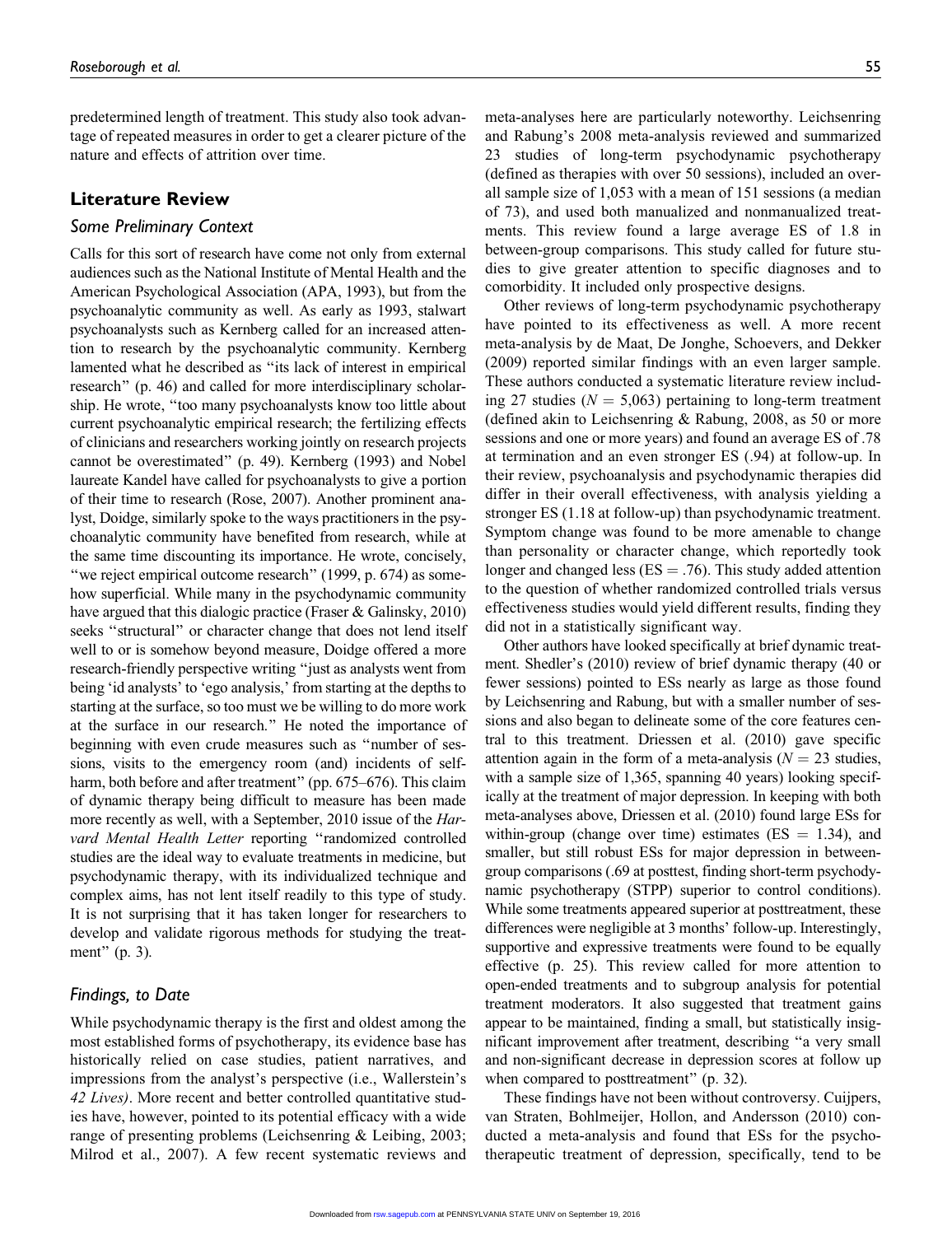predetermined length of treatment. This study also took advantage of repeated measures in order to get a clearer picture of the nature and effects of attrition over time.

## Literature Review

### Some Preliminary Context

Calls for this sort of research have come not only from external audiences such as the National Institute of Mental Health and the American Psychological Association (APA, 1993), but from the psychoanalytic community as well. As early as 1993, stalwart psychoanalysts such as Kernberg called for an increased attention to research by the psychoanalytic community. Kernberg lamented what he described as "its lack of interest in empirical research" (p. 46) and called for more interdisciplinary scholarship. He wrote, "too many psychoanalysts know too little about current psychoanalytic empirical research; the fertilizing effects of clinicians and researchers working jointly on research projects cannot be overestimated" (p. 49). Kernberg (1993) and Nobel laureate Kandel have called for psychoanalysts to give a portion of their time to research (Rose, 2007). Another prominent analyst, Doidge, similarly spoke to the ways practitioners in the psychoanalytic community have benefited from research, while at the same time discounting its importance. He wrote, concisely, "we reject empirical outcome research" (1999, p. 674) as somehow superficial. While many in the psychodynamic community have argued that this dialogic practice (Fraser & Galinsky, 2010) seeks "structural" or character change that does not lend itself well to or is somehow beyond measure, Doidge offered a more research-friendly perspective writing "just as analysts went from being 'id analysts' to 'ego analysis,' from starting at the depths to starting at the surface, so too must we be willing to do more work at the surface in our research." He noted the importance of beginning with even crude measures such as "number of sessions, visits to the emergency room (and) incidents of self-harm, both before and after treatment" (pp. 675–676). This claim of dynamic therapy being difficult to measure has been made more recently as well, with a September, 2010 issue of the *Harvard Mental Health Letter* reporting "randomized controlled studies are the ideal way to evaluate treatments in medicine, but psychodynamic therapy, with its individualized technique and complex aims, has not lent itself readily to this type of study. It is not surprising that it has taken longer for researchers to develop and validate rigorous methods for studying the treatment" (p. 3).

### Findings, to Date

While psychodynamic therapy is the first and oldest among the most established forms of psychotherapy, its evidence base has historically relied on case studies, patient narratives, and impressions from the analyst's perspective (i.e., Wallerstein's *42 Lives)*. More recent and better controlled quantitative studies have, however, pointed to its potential efficacy with a wide range of presenting problems (Leichsenring & Leibing, 2003; Milrod et al., 2007). A few recent systematic reviews and meta-analyses here are particularly noteworthy. Leichsenring and Rabung's 2008 meta-analysis reviewed and summarized 23 studies of long-term psychodynamic psychotherapy (defined as therapies with over 50 sessions), included an overall sample size of 1,053 with a mean of 151 sessions (a median of 73), and used both manualized and nonmanualized treatments. This review found a large average ES of 1.8 in between-group comparisons. This study called for future studies to give greater attention to specific diagnoses and to comorbidity. It included only prospective designs.

Other reviews of long-term psychodynamic psychotherapy have pointed to its effectiveness as well. A more recent meta-analysis by de Maat, De Jonghe, Schoevers, and Dekker (2009) reported similar findings with an even larger sample. These authors conducted a systematic literature review including 27 studies ($N = 5{,}063$) pertaining to long-term treatment (defined akin to Leichsenring & Rabung, 2008, as 50 or more sessions and one or more years) and found an average ES of .78 at termination and an even stronger ES (.94) at follow-up. In their review, psychoanalysis and psychodynamic therapies did differ in their overall effectiveness, with analysis yielding a stronger ES (1.18 at follow-up) than psychodynamic treatment. Symptom change was found to be more amenable to change than personality or character change, which reportedly took longer and changed less (ES = .76). This study added attention to the question of whether randomized controlled trials versus effectiveness studies would yield different results, finding they did not in a statistically significant way.

Other authors have looked specifically at brief dynamic treatment. Shedler's (2010) review of brief dynamic therapy (40 or fewer sessions) pointed to ESs nearly as large as those found by Leichsenring and Rabung, but with a smaller number of sessions and also began to delineate some of the core features central to this treatment. Driessen et al. (2010) gave specific attention again in the form of a meta-analysis ($N = 23$ studies, with a sample size of 1,365, spanning 40 years) looking specifically at the treatment of major depression. In keeping with both meta-analyses above, Driessen et al. (2010) found large ESs for within-group (change over time) estimates (ES = 1.34), and smaller, but still robust ESs for major depression in between-group comparisons (.69 at posttest, finding short-term psychodynamic psychotherapy (STPP) superior to control conditions). While some treatments appeared superior at posttreatment, these differences were negligible at 3 months' follow-up. Interestingly, supportive and expressive treatments were found to be equally effective (p. 25). This review called for more attention to open-ended treatments and to subgroup analysis for potential treatment moderators. It also suggested that treatment gains appear to be maintained, finding a small, but statistically insignificant improvement after treatment, describing "a very small and non-significant decrease in depression scores at follow up when compared to posttreatment" (p. 32).

These findings have not been without controversy. Cuijpers, van Straten, Bohlmeijer, Hollon, and Andersson (2010) conducted a meta-analysis and found that ESs for the psychotherapeutic treatment of depression, specifically, tend to be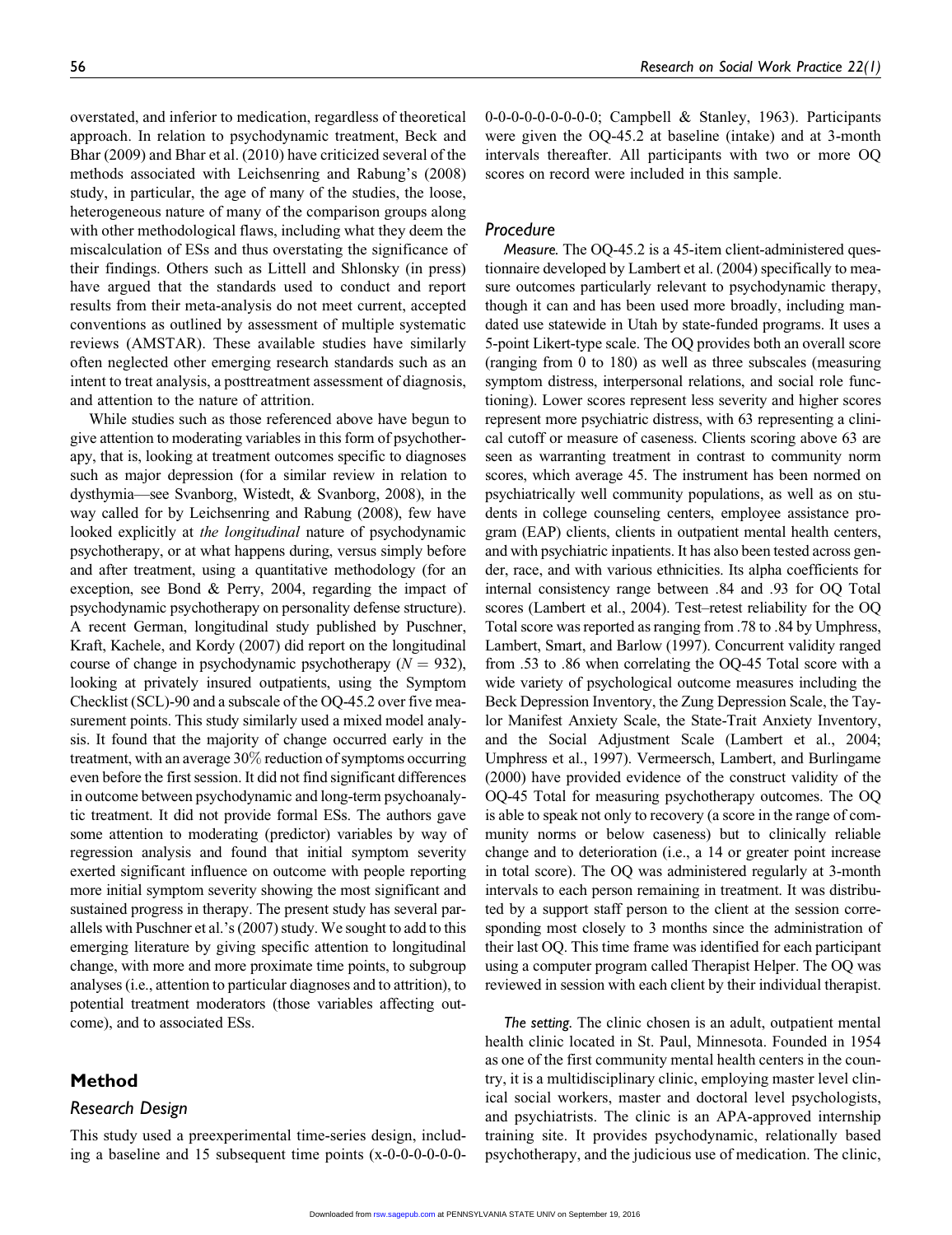overstated, and inferior to medication, regardless of theoretical approach. In relation to psychodynamic treatment, Beck and Bhar (2009) and Bhar et al. (2010) have criticized several of the methods associated with Leichsenring and Rabung's (2008) study, in particular, the age of many of the studies, the loose, heterogeneous nature of many of the comparison groups along with other methodological flaws, including what they deem the miscalculation of ESs and thus overstating the significance of their findings. Others such as Littell and Shlonsky (in press) have argued that the standards used to conduct and report results from their meta-analysis do not meet current, accepted conventions as outlined by assessment of multiple systematic reviews (AMSTAR). These available studies have similarly often neglected other emerging research standards such as an intent to treat analysis, a posttreatment assessment of diagnosis, and attention to the nature of attrition.

While studies such as those referenced above have begun to give attention to moderating variables in this form of psychotherapy, that is, looking at treatment outcomes specific to diagnoses such as major depression (for a similar review in relation to dysthymia—see Svanborg, Wistedt, & Svanborg, 2008), in the way called for by Leichsenring and Rabung (2008), few have looked explicitly at *the longitudinal* nature of psychodynamic psychotherapy, or at what happens during, versus simply before and after treatment, using a quantitative methodology (for an exception, see Bond & Perry, 2004, regarding the impact of psychodynamic psychotherapy on personality defense structure). A recent German, longitudinal study published by Puschner, Kraft, Kachele, and Kordy (2007) did report on the longitudinal course of change in psychodynamic psychotherapy ($N = 932$), looking at privately insured outpatients, using the Symptom Checklist (SCL)-90 and a subscale of the OQ-45.2 over five measurement points. This study similarly used a mixed model analysis. It found that the majority of change occurred early in the treatment, with an average 30% reduction of symptoms occurring even before the first session. It did not find significant differences in outcome between psychodynamic and long-term psychoanalytic treatment. It did not provide formal ESs. The authors gave some attention to moderating (predictor) variables by way of regression analysis and found that initial symptom severity exerted significant influence on outcome with people reporting more initial symptom severity showing the most significant and sustained progress in therapy. The present study has several parallels with Puschner et al.'s (2007) study. We sought to add to this emerging literature by giving specific attention to longitudinal change, with more and more proximate time points, to subgroup analyses (i.e., attention to particular diagnoses and to attrition), to potential treatment moderators (those variables affecting outcome), and to associated ESs.

## Method

### Research Design

This study used a preexperimental time-series design, including a baseline and 15 subsequent time points (x-0-0-0-0-0-0-0-0-0-0-0-0-0-0-0; Campbell & Stanley, 1963). Participants were given the OQ-45.2 at baseline (intake) and at 3-month intervals thereafter. All participants with two or more OQ scores on record were included in this sample.

### Procedure

*Measure.* The OQ-45.2 is a 45-item client-administered questionnaire developed by Lambert et al. (2004) specifically to measure outcomes particularly relevant to psychodynamic therapy, though it can and has been used more broadly, including mandated use statewide in Utah by state-funded programs. It uses a 5-point Likert-type scale. The OQ provides both an overall score (ranging from 0 to 180) as well as three subscales (measuring symptom distress, interpersonal relations, and social role functioning). Lower scores represent less severity and higher scores represent more psychiatric distress, with 63 representing a clinical cutoff or measure of caseness. Clients scoring above 63 are seen as warranting treatment in contrast to community norm scores, which average 45. The instrument has been normed on psychiatrically well community populations, as well as on students in college counseling centers, employee assistance program (EAP) clients, clients in outpatient mental health centers, and with psychiatric inpatients. It has also been tested across gender, race, and with various ethnicities. Its alpha coefficients for internal consistency range between .84 and .93 for OQ Total scores (Lambert et al., 2004). Test–retest reliability for the OQ Total score was reported as ranging from .78 to .84 by Umphress, Lambert, Smart, and Barlow (1997). Concurrent validity ranged from .53 to .86 when correlating the OQ-45 Total score with a wide variety of psychological outcome measures including the Beck Depression Inventory, the Zung Depression Scale, the Taylor Manifest Anxiety Scale, the State-Trait Anxiety Inventory, and the Social Adjustment Scale (Lambert et al., 2004; Umphress et al., 1997). Vermeersch, Lambert, and Burlingame (2000) have provided evidence of the construct validity of the OQ-45 Total for measuring psychotherapy outcomes. The OQ is able to speak not only to recovery (a score in the range of community norms or below caseness) but to clinically reliable change and to deterioration (i.e., a 14 or greater point increase in total score). The OQ was administered regularly at 3-month intervals to each person remaining in treatment. It was distributed by a support staff person to the client at the session corresponding most closely to 3 months since the administration of their last OQ. This time frame was identified for each participant using a computer program called Therapist Helper. The OQ was reviewed in session with each client by their individual therapist.

*The setting.* The clinic chosen is an adult, outpatient mental health clinic located in St. Paul, Minnesota. Founded in 1954 as one of the first community mental health centers in the country, it is a multidisciplinary clinic, employing master level clinical social workers, master and doctoral level psychologists, and psychiatrists. The clinic is an APA-approved internship training site. It provides psychodynamic, relationally based psychotherapy, and the judicious use of medication. The clinic,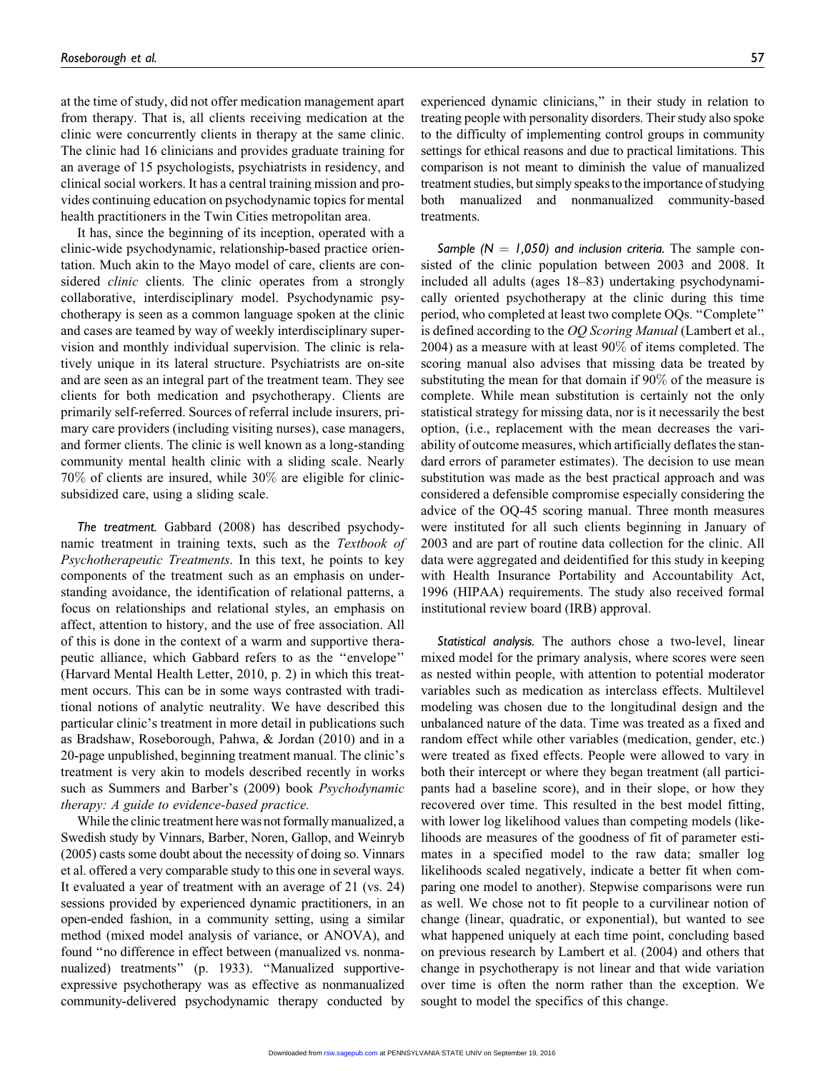at the time of study, did not offer medication management apart from therapy. That is, all clients receiving medication at the clinic were concurrently clients in therapy at the same clinic. The clinic had 16 clinicians and provides graduate training for an average of 15 psychologists, psychiatrists in residency, and clinical social workers. It has a central training mission and provides continuing education on psychodynamic topics for mental health practitioners in the Twin Cities metropolitan area.

It has, since the beginning of its inception, operated with a clinic-wide psychodynamic, relationship-based practice orientation. Much akin to the Mayo model of care, clients are considered *clinic* clients. The clinic operates from a strongly collaborative, interdisciplinary model. Psychodynamic psychotherapy is seen as a common language spoken at the clinic and cases are teamed by way of weekly interdisciplinary supervision and monthly individual supervision. The clinic is relatively unique in its lateral structure. Psychiatrists are on-site and are seen as an integral part of the treatment team. They see clients for both medication and psychotherapy. Clients are primarily self-referred. Sources of referral include insurers, primary care providers (including visiting nurses), case managers, and former clients. The clinic is well known as a long-standing community mental health clinic with a sliding scale. Nearly 70% of clients are insured, while 30% are eligible for clinic-subsidized care, using a sliding scale.

*The treatment.* Gabbard (2008) has described psychodynamic treatment in training texts, such as the *Textbook of Psychotherapeutic Treatments*. In this text, he points to key components of the treatment such as an emphasis on understanding avoidance, the identification of relational patterns, a focus on relationships and relational styles, an emphasis on affect, attention to history, and the use of free association. All of this is done in the context of a warm and supportive therapeutic alliance, which Gabbard refers to as the "envelope" (Harvard Mental Health Letter, 2010, p. 2) in which this treatment occurs. This can be in some ways contrasted with traditional notions of analytic neutrality. We have described this particular clinic's treatment in more detail in publications such as Bradshaw, Roseborough, Pahwa, & Jordan (2010) and in a 20-page unpublished, beginning treatment manual. The clinic's treatment is very akin to models described recently in works such as Summers and Barber's (2009) book *Psychodynamic therapy: A guide to evidence-based practice.*

While the clinic treatment here was not formally manualized, a Swedish study by Vinnars, Barber, Noren, Gallop, and Weinryb (2005) casts some doubt about the necessity of doing so. Vinnars et al. offered a very comparable study to this one in several ways. It evaluated a year of treatment with an average of 21 (vs. 24) sessions provided by experienced dynamic practitioners, in an open-ended fashion, in a community setting, using a similar method (mixed model analysis of variance, or ANOVA), and found "no difference in effect between (manualized vs. nonmanualized) treatments" (p. 1933). "Manualized supportive-expressive psychotherapy was as effective as nonmanualized community-delivered psychodynamic therapy conducted by experienced dynamic clinicians," in their study in relation to treating people with personality disorders. Their study also spoke to the difficulty of implementing control groups in community settings for ethical reasons and due to practical limitations. This comparison is not meant to diminish the value of manualized treatment studies, but simply speaks to the importance of studying both manualized and nonmanualized community-based treatments.

*Sample ($N = 1,050$) and inclusion criteria.* The sample consisted of the clinic population between 2003 and 2008. It included all adults (ages 18–83) undertaking psychodynamically oriented psychotherapy at the clinic during this time period, who completed at least two complete OQs. "Complete" is defined according to the *OQ Scoring Manual* (Lambert et al., 2004) as a measure with at least 90% of items completed. The scoring manual also advises that missing data be treated by substituting the mean for that domain if 90% of the measure is complete. While mean substitution is certainly not the only statistical strategy for missing data, nor is it necessarily the best option, (i.e., replacement with the mean decreases the variability of outcome measures, which artificially deflates the standard errors of parameter estimates). The decision to use mean substitution was made as the best practical approach and was considered a defensible compromise especially considering the advice of the OQ-45 scoring manual. Three month measures were instituted for all such clients beginning in January of 2003 and are part of routine data collection for the clinic. All data were aggregated and deidentified for this study in keeping with Health Insurance Portability and Accountability Act, 1996 (HIPAA) requirements. The study also received formal institutional review board (IRB) approval.

*Statistical analysis.* The authors chose a two-level, linear mixed model for the primary analysis, where scores were seen as nested within people, with attention to potential moderator variables such as medication as interclass effects. Multilevel modeling was chosen due to the longitudinal design and the unbalanced nature of the data. Time was treated as a fixed and random effect while other variables (medication, gender, etc.) were treated as fixed effects. People were allowed to vary in both their intercept or where they began treatment (all participants had a baseline score), and in their slope, or how they recovered over time. This resulted in the best model fitting, with lower log likelihood values than competing models (likelihoods are measures of the goodness of fit of parameter estimates in a specified model to the raw data; smaller log likelihoods scaled negatively, indicate a better fit when comparing one model to another). Stepwise comparisons were run as well. We chose not to fit people to a curvilinear notion of change (linear, quadratic, or exponential), but wanted to see what happened uniquely at each time point, concluding based on previous research by Lambert et al. (2004) and others that change in psychotherapy is not linear and that wide variation over time is often the norm rather than the exception. We sought to model the specifics of this change.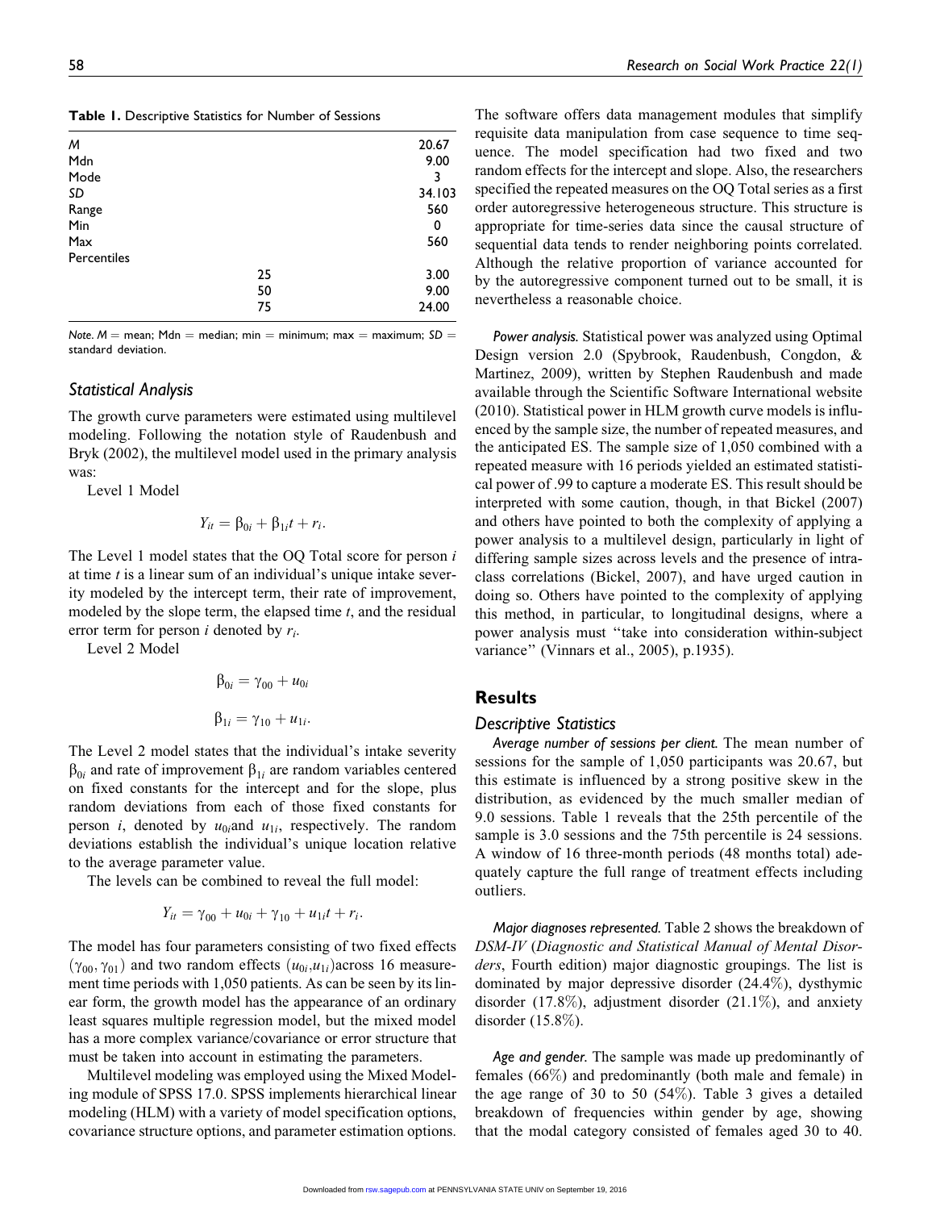**Table 1.** Descriptive Statistics for Number of Sessions

| | | |
|---|---|---|
| *M* | | 20.67 |
| Mdn | | 9.00 |
| Mode | | 3 |
| *SD* | | 34.103 |
| Range | | 560 |
| Min | | 0 |
| Max | | 560 |
| Percentiles | | |
| | 25 | 3.00 |
| | 50 | 9.00 |
| | 75 | 24.00 |

*Note.* *M* = mean; Mdn = median; min = minimum; max = maximum; *SD* = standard deviation.

### *Statistical Analysis*

The growth curve parameters were estimated using multilevel modeling. Following the notation style of Raudenbush and Bryk (2002), the multilevel model used in the primary analysis was:

Level 1 Model

$$Y_{it} = \beta_{0i} + \beta_{1i}t + r_i.$$

The Level 1 model states that the OQ Total score for person $i$ at time $t$ is a linear sum of an individual's unique intake severity modeled by the intercept term, their rate of improvement, modeled by the slope term, the elapsed time $t$, and the residual error term for person $i$ denoted by $r_i$.

Level 2 Model

$$\beta_{0i} = \gamma_{00} + u_{0i}$$

$$\beta_{1i} = \gamma_{10} + u_{1i}.$$

The Level 2 model states that the individual's intake severity $\beta_{0i}$ and rate of improvement $\beta_{1i}$ are random variables centered on fixed constants for the intercept and for the slope, plus random deviations from each of those fixed constants for person $i$, denoted by $u_{0i}$and $u_{1i}$, respectively. The random deviations establish the individual's unique location relative to the average parameter value.

The levels can be combined to reveal the full model:

$$Y_{it} = \gamma_{00} + u_{0i} + \gamma_{10} + u_{1i}t + r_i.$$

The model has four parameters consisting of two fixed effects $(\gamma_{00}, \gamma_{01})$ and two random effects $(u_{0i}, u_{1i})$across 16 measurement time periods with 1,050 patients. As can be seen by its linear form, the growth model has the appearance of an ordinary least squares multiple regression model, but the mixed model has a more complex variance/covariance or error structure that must be taken into account in estimating the parameters.

Multilevel modeling was employed using the Mixed Modeling module of SPSS 17.0. SPSS implements hierarchical linear modeling (HLM) with a variety of model specification options, covariance structure options, and parameter estimation options. The software offers data management modules that simplify requisite data manipulation from case sequence to time sequence. The model specification had two fixed and two random effects for the intercept and slope. Also, the researchers specified the repeated measures on the OQ Total series as a first order autoregressive heterogeneous structure. This structure is appropriate for time-series data since the causal structure of sequential data tends to render neighboring points correlated. Although the relative proportion of variance accounted for by the autoregressive component turned out to be small, it is nevertheless a reasonable choice.

*Power analysis.* Statistical power was analyzed using Optimal Design version 2.0 (Spybrook, Raudenbush, Congdon, & Martinez, 2009), written by Stephen Raudenbush and made available through the Scientific Software International website (2010). Statistical power in HLM growth curve models is influenced by the sample size, the number of repeated measures, and the anticipated ES. The sample size of 1,050 combined with a repeated measure with 16 periods yielded an estimated statistical power of .99 to capture a moderate ES. This result should be interpreted with some caution, though, in that Bickel (2007) and others have pointed to both the complexity of applying a power analysis to a multilevel design, particularly in light of differing sample sizes across levels and the presence of intraclass correlations (Bickel, 2007), and have urged caution in doing so. Others have pointed to the complexity of applying this method, in particular, to longitudinal designs, where a power analysis must "take into consideration within-subject variance" (Vinnars et al., 2005), p.1935).

## Results

### *Descriptive Statistics*

*Average number of sessions per client.* The mean number of sessions for the sample of 1,050 participants was 20.67, but this estimate is influenced by a strong positive skew in the distribution, as evidenced by the much smaller median of 9.0 sessions. Table 1 reveals that the 25th percentile of the sample is 3.0 sessions and the 75th percentile is 24 sessions. A window of 16 three-month periods (48 months total) adequately capture the full range of treatment effects including outliers.

*Major diagnoses represented.* Table 2 shows the breakdown of *DSM-IV* (*Diagnostic and Statistical Manual of Mental Disorders*, Fourth edition) major diagnostic groupings. The list is dominated by major depressive disorder (24.4%), dysthymic disorder (17.8%), adjustment disorder (21.1%), and anxiety disorder (15.8%).

*Age and gender.* The sample was made up predominantly of females (66%) and predominantly (both male and female) in the age range of 30 to 50 (54%). Table 3 gives a detailed breakdown of frequencies within gender by age, showing that the modal category consisted of females aged 30 to 40.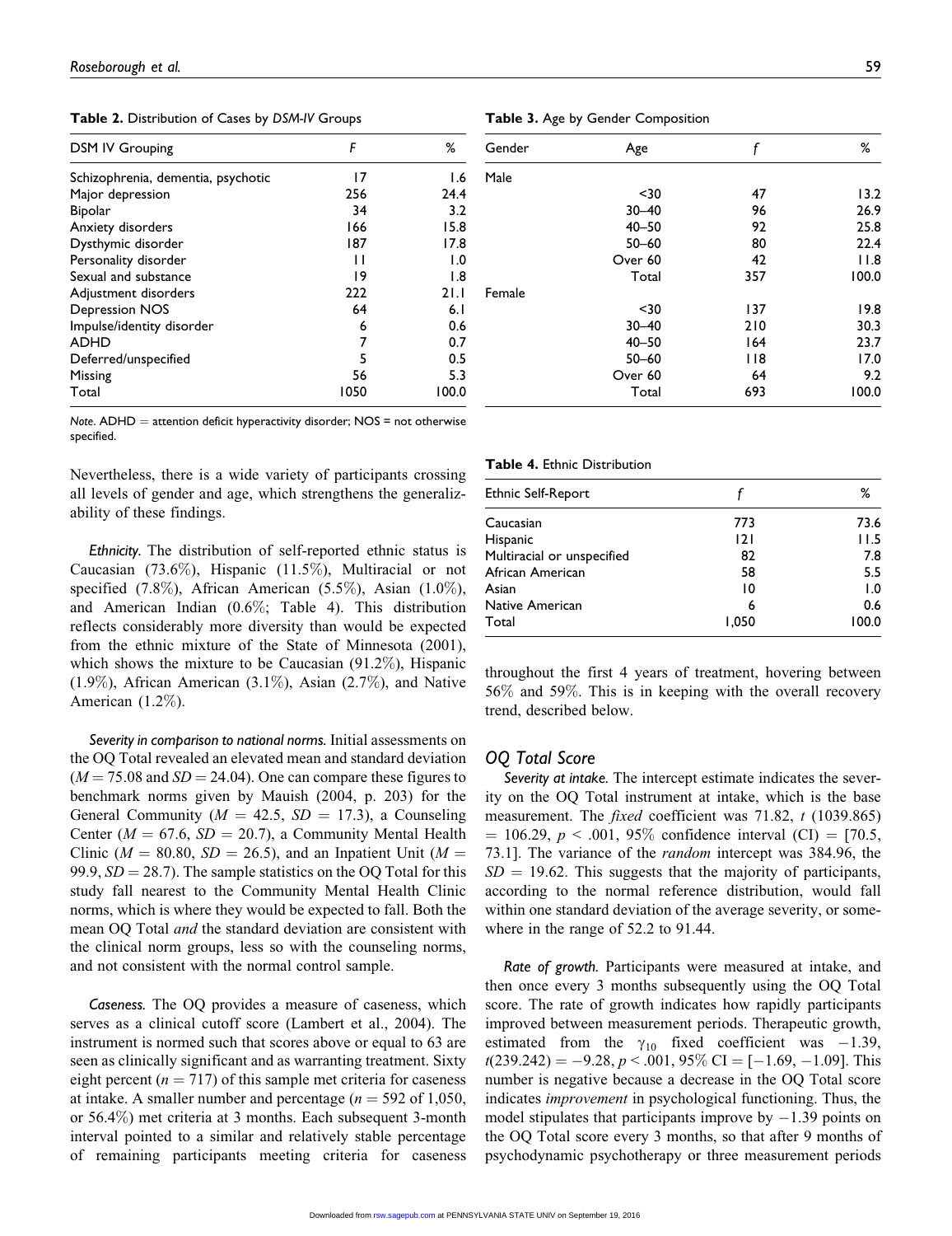**Table 2.** Distribution of Cases by *DSM-IV* Groups

| DSM IV Grouping | F | % |
|---|---|---|
| Schizophrenia, dementia, psychotic | 17 | 1.6 |
| Major depression | 256 | 24.4 |
| Bipolar | 34 | 3.2 |
| Anxiety disorders | 166 | 15.8 |
| Dysthymic disorder | 187 | 17.8 |
| Personality disorder | 11 | 1.0 |
| Sexual and substance | 19 | 1.8 |
| Adjustment disorders | 222 | 21.1 |
| Depression NOS | 64 | 6.1 |
| Impulse/identity disorder | 6 | 0.6 |
| ADHD | 7 | 0.7 |
| Deferred/unspecified | 5 | 0.5 |
| Missing | 56 | 5.3 |
| Total | 1050 | 100.0 |

*Note*. ADHD = attention deficit hyperactivity disorder; NOS = not otherwise specified.

**Table 3.** Age by Gender Composition

| Gender | Age | f | % |
|---|---|---|---|
| Male | | | |
| | <30 | 47 | 13.2 |
| | 30–40 | 96 | 26.9 |
| | 40–50 | 92 | 25.8 |
| | 50–60 | 80 | 22.4 |
| | Over 60 | 42 | 11.8 |
| | Total | 357 | 100.0 |
| Female | | | |
| | <30 | 137 | 19.8 |
| | 30–40 | 210 | 30.3 |
| | 40–50 | 164 | 23.7 |
| | 50–60 | 118 | 17.0 |
| | Over 60 | 64 | 9.2 |
| | Total | 693 | 100.0 |

Nevertheless, there is a wide variety of participants crossing all levels of gender and age, which strengthens the generalizability of these findings.

*Ethnicity.* The distribution of self-reported ethnic status is Caucasian (73.6%), Hispanic (11.5%), Multiracial or not specified (7.8%), African American (5.5%), Asian (1.0%), and American Indian (0.6%; Table 4). This distribution reflects considerably more diversity than would be expected from the ethnic mixture of the State of Minnesota (2001), which shows the mixture to be Caucasian (91.2%), Hispanic (1.9%), African American (3.1%), Asian (2.7%), and Native American (1.2%).

**Table 4.** Ethnic Distribution

| Ethnic Self-Report | f | % |
|---|---|---|
| Caucasian | 773 | 73.6 |
| Hispanic | 121 | 11.5 |
| Multiracial or unspecified | 82 | 7.8 |
| African American | 58 | 5.5 |
| Asian | 10 | 1.0 |
| Native American | 6 | 0.6 |
| Total | 1,050 | 100.0 |

*Severity in comparison to national norms.* Initial assessments on the OQ Total revealed an elevated mean and standard deviation ($M = 75.08$ and $SD = 24.04$). One can compare these figures to benchmark norms given by Mauish (2004, p. 203) for the General Community ($M = 42.5$, $SD = 17.3$), a Counseling Center ($M = 67.6$, $SD = 20.7$), a Community Mental Health Clinic ($M = 80.80$, $SD = 26.5$), and an Inpatient Unit ($M = 99.9$, $SD = 28.7$). The sample statistics on the OQ Total for this study fall nearest to the Community Mental Health Clinic norms, which is where they would be expected to fall. Both the mean OQ Total *and* the standard deviation are consistent with the clinical norm groups, less so with the counseling norms, and not consistent with the normal control sample.

*Caseness.* The OQ provides a measure of caseness, which serves as a clinical cutoff score (Lambert et al., 2004). The instrument is normed such that scores above or equal to 63 are seen as clinically significant and as warranting treatment. Sixty eight percent ($n = 717$) of this sample met criteria for caseness at intake. A smaller number and percentage ($n = 592$ of 1,050, or 56.4%) met criteria at 3 months. Each subsequent 3-month interval pointed to a similar and relatively stable percentage of remaining participants meeting criteria for caseness throughout the first 4 years of treatment, hovering between 56% and 59%. This is in keeping with the overall recovery trend, described below.

## OQ Total Score

*Severity at intake.* The intercept estimate indicates the severity on the OQ Total instrument at intake, which is the base measurement. The *fixed* coefficient was 71.82, $t$ (1039.865) = 106.29, $p < .001$, 95% confidence interval (CI) = [70.5, 73.1]. The variance of the *random* intercept was 384.96, the $SD = 19.62$. This suggests that the majority of participants, according to the normal reference distribution, would fall within one standard deviation of the average severity, or somewhere in the range of 52.2 to 91.44.

*Rate of growth.* Participants were measured at intake, and then once every 3 months subsequently using the OQ Total score. The rate of growth indicates how rapidly participants improved between measurement periods. Therapeutic growth, estimated from the $\gamma_{10}$ fixed coefficient was $-1.39$, $t(239.242) = -9.28$, $p < .001$, 95% CI = [$-1.69$, $-1.09$]. This number is negative because a decrease in the OQ Total score indicates *improvement* in psychological functioning. Thus, the model stipulates that participants improve by $-1.39$ points on the OQ Total score every 3 months, so that after 9 months of psychodynamic psychotherapy or three measurement periods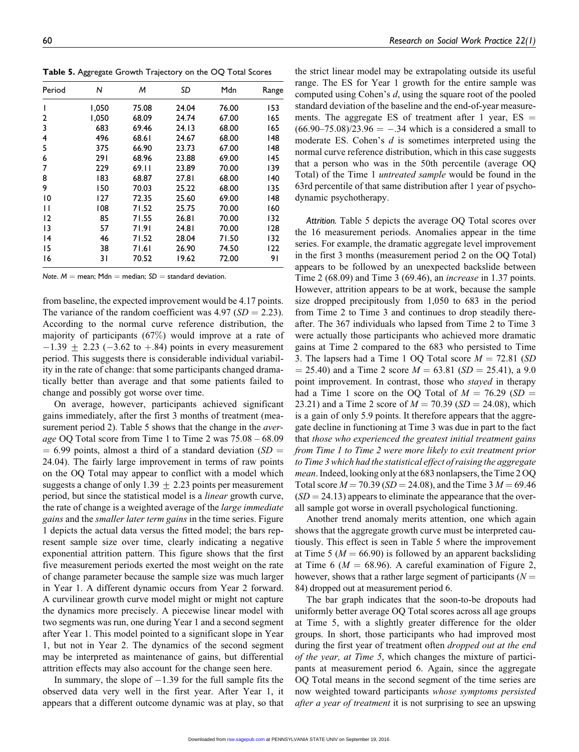**Table 5.** Aggregate Growth Trajectory on the OQ Total Scores

| Period | N | M | SD | Mdn | Range |
|---|---|---|---|---|---|
| 1 | 1,050 | 75.08 | 24.04 | 76.00 | 153 |
| 2 | 1,050 | 68.09 | 24.74 | 67.00 | 165 |
| 3 | 683 | 69.46 | 24.13 | 68.00 | 165 |
| 4 | 496 | 68.61 | 24.67 | 68.00 | 148 |
| 5 | 375 | 66.90 | 23.73 | 67.00 | 148 |
| 6 | 291 | 68.96 | 23.88 | 69.00 | 145 |
| 7 | 229 | 69.11 | 23.89 | 70.00 | 139 |
| 8 | 183 | 68.87 | 27.81 | 68.00 | 140 |
| 9 | 150 | 70.03 | 25.22 | 68.00 | 135 |
| 10 | 127 | 72.35 | 25.60 | 69.00 | 148 |
| 11 | 108 | 71.52 | 25.75 | 70.00 | 160 |
| 12 | 85 | 71.55 | 26.81 | 70.00 | 132 |
| 13 | 57 | 71.91 | 24.81 | 70.00 | 128 |
| 14 | 46 | 71.52 | 28.04 | 71.50 | 132 |
| 15 | 38 | 71.61 | 26.90 | 74.50 | 122 |
| 16 | 31 | 70.52 | 19.62 | 72.00 | 91 |

*Note.* $M$ = mean; Mdn = median; $SD$ = standard deviation.

from baseline, the expected improvement would be 4.17 points. The variance of the random coefficient was 4.97 ($SD = 2.23$). According to the normal curve reference distribution, the majority of participants (67%) would improve at a rate of $-1.39 \pm 2.23$ ($-3.62$ to $+.84$) points in every measurement period. This suggests there is considerable individual variability in the rate of change: that some participants changed dramatically better than average and that some patients failed to change and possibly got worse over time.

On average, however, participants achieved significant gains immediately, after the first 3 months of treatment (measurement period 2). Table 5 shows that the change in the *average* OQ Total score from Time 1 to Time 2 was $75.08 - 68.09 = 6.99$ points, almost a third of a standard deviation ($SD = 24.04$). The fairly large improvement in terms of raw points on the OQ Total may appear to conflict with a model which suggests a change of only $1.39 \pm 2.23$ points per measurement period, but since the statistical model is a *linear* growth curve, the rate of change is a weighted average of the *large immediate gains* and the *smaller later term gains* in the time series. Figure 1 depicts the actual data versus the fitted model; the bars represent sample size over time, clearly indicating a negative exponential attrition pattern. This figure shows that the first five measurement periods exerted the most weight on the rate of change parameter because the sample size was much larger in Year 1. A different dynamic occurs from Year 2 forward. A curvilinear growth curve model might or might not capture the dynamics more precisely. A piecewise linear model with two segments was run, one during Year 1 and a second segment after Year 1. This model pointed to a significant slope in Year 1, but not in Year 2. The dynamics of the second segment may be interpreted as maintenance of gains, but differential attrition effects may also account for the change seen here.

In summary, the slope of $-1.39$ for the full sample fits the observed data very well in the first year. After Year 1, it appears that a different outcome dynamic was at play, so that the strict linear model may be extrapolating outside its useful range. The ES for Year 1 growth for the entire sample was computed using Cohen's $d$, using the square root of the pooled standard deviation of the baseline and the end-of-year measurements. The aggregate ES of treatment after 1 year, ES $= (66.90–75.08)/23.96 = -.34$ which is a considered a small to moderate ES. Cohen's $d$ is sometimes interpreted using the normal curve reference distribution, which in this case suggests that a person who was in the 50th percentile (average OQ Total) of the Time 1 *untreated sample* would be found in the 63rd percentile of that same distribution after 1 year of psychodynamic psychotherapy.

*Attrition.* Table 5 depicts the average OQ Total scores over the 16 measurement periods. Anomalies appear in the time series. For example, the dramatic aggregate level improvement in the first 3 months (measurement period 2 on the OQ Total) appears to be followed by an unexpected backslide between Time 2 (68.09) and Time 3 (69.46), an *increase* in 1.37 points. However, attrition appears to be at work, because the sample size dropped precipitously from 1,050 to 683 in the period from Time 2 to Time 3 and continues to drop steadily thereafter. The 367 individuals who lapsed from Time 2 to Time 3 were actually those participants who achieved more dramatic gains at Time 2 compared to the 683 who persisted to Time 3. The lapsers had a Time 1 OQ Total score $M = 72.81$ ($SD = 25.40$) and a Time 2 score $M = 63.81$ ($SD = 25.41$), a 9.0 point improvement. In contrast, those who *stayed* in therapy had a Time 1 score on the OQ Total of $M = 76.29$ ($SD = 23.21$) and a Time 2 score of $M = 70.39$ ($SD = 24.08$), which is a gain of only 5.9 points. It therefore appears that the aggregate decline in functioning at Time 3 was due in part to the fact that *those who experienced the greatest initial treatment gains from Time 1 to Time 2 were more likely to exit treatment prior to Time 3 which had the statistical effect of raising the aggregate mean*. Indeed, looking only at the 683 nonlapsers, the Time 2 OQ Total score $M = 70.39$ ($SD = 24.08$), and the Time 3 $M = 69.46$ ($SD = 24.13$) appears to eliminate the appearance that the overall sample got worse in overall psychological functioning.

Another trend anomaly merits attention, one which again shows that the aggregate growth curve must be interpreted cautiously. This effect is seen in Table 5 where the improvement at Time 5 ($M = 66.90$) is followed by an apparent backsliding at Time 6 ($M = 68.96$). A careful examination of Figure 2, however, shows that a rather large segment of participants ($N = 84$) dropped out at measurement period 6.

The bar graph indicates that the soon-to-be dropouts had uniformly better average OQ Total scores across all age groups at Time 5, with a slightly greater difference for the older groups. In short, those participants who had improved most during the first year of treatment often *dropped out at the end of the year, at Time 5*, which changes the mixture of participants at measurement period 6. Again, since the aggregate OQ Total means in the second segment of the time series are now weighted toward participants *whose symptoms persisted after a year of treatment* it is not surprising to see an upswing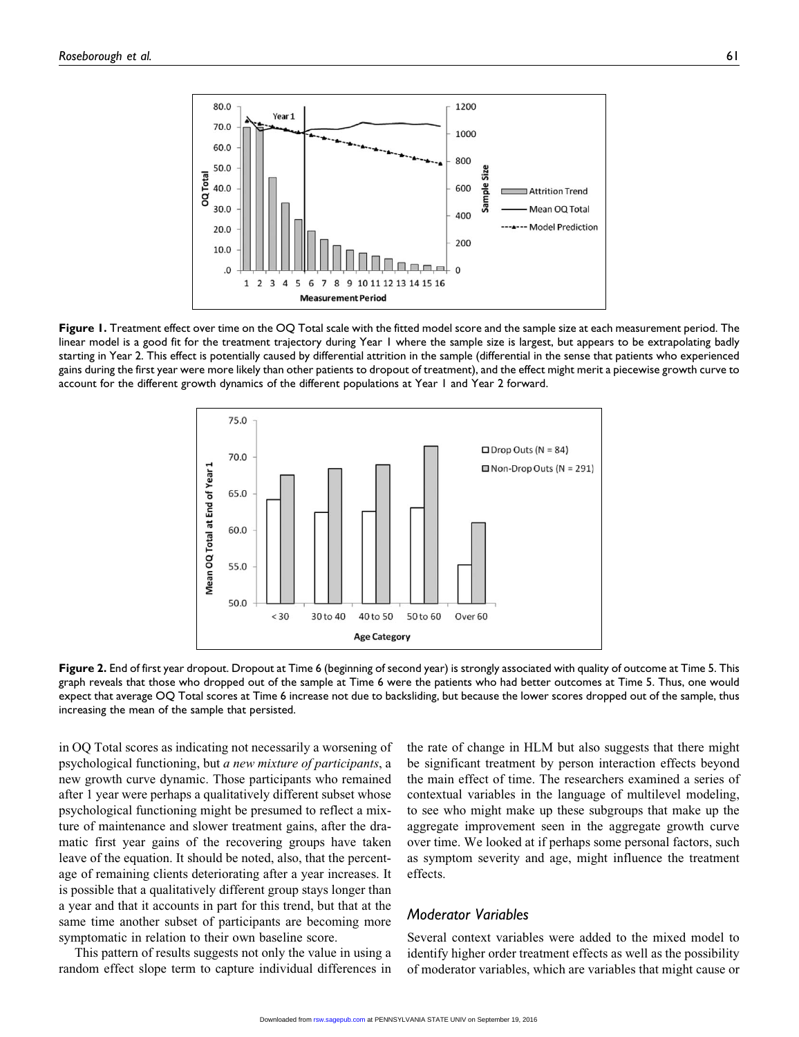**Figure 1.** Treatment effect over time on the OQ Total scale with the fitted model score and the sample size at each measurement period. The linear model is a good fit for the treatment trajectory during Year 1 where the sample size is largest, but appears to be extrapolating badly starting in Year 2. This effect is potentially caused by differential attrition in the sample (differential in the sense that patients who experienced gains during the first year were more likely than other patients to dropout of treatment), and the effect might merit a piecewise growth curve to account for the different growth dynamics of the different populations at Year 1 and Year 2 forward.

**Figure 2.** End of first year dropout. Dropout at Time 6 (beginning of second year) is strongly associated with quality of outcome at Time 5. This graph reveals that those who dropped out of the sample at Time 6 were the patients who had better outcomes at Time 5. Thus, one would expect that average OQ Total scores at Time 6 increase not due to backsliding, but because the lower scores dropped out of the sample, thus increasing the mean of the sample that persisted.

in OQ Total scores as indicating not necessarily a worsening of psychological functioning, but *a new mixture of participants*, a new growth curve dynamic. Those participants who remained after 1 year were perhaps a qualitatively different subset whose psychological functioning might be presumed to reflect a mixture of maintenance and slower treatment gains, after the dramatic first year gains of the recovering groups have taken leave of the equation. It should be noted, also, that the percentage of remaining clients deteriorating after a year increases. It is possible that a qualitatively different group stays longer than a year and that it accounts in part for this trend, but that at the same time another subset of participants are becoming more symptomatic in relation to their own baseline score.

This pattern of results suggests not only the value in using a random effect slope term to capture individual differences in the rate of change in HLM but also suggests that there might be significant treatment by person interaction effects beyond the main effect of time. The researchers examined a series of contextual variables in the language of multilevel modeling, to see who might make up these subgroups that make up the aggregate improvement seen in the aggregate growth curve over time. We looked at if perhaps some personal factors, such as symptom severity and age, might influence the treatment effects.

### Moderator Variables

Several context variables were added to the mixed model to identify higher order treatment effects as well as the possibility of moderator variables, which are variables that might cause or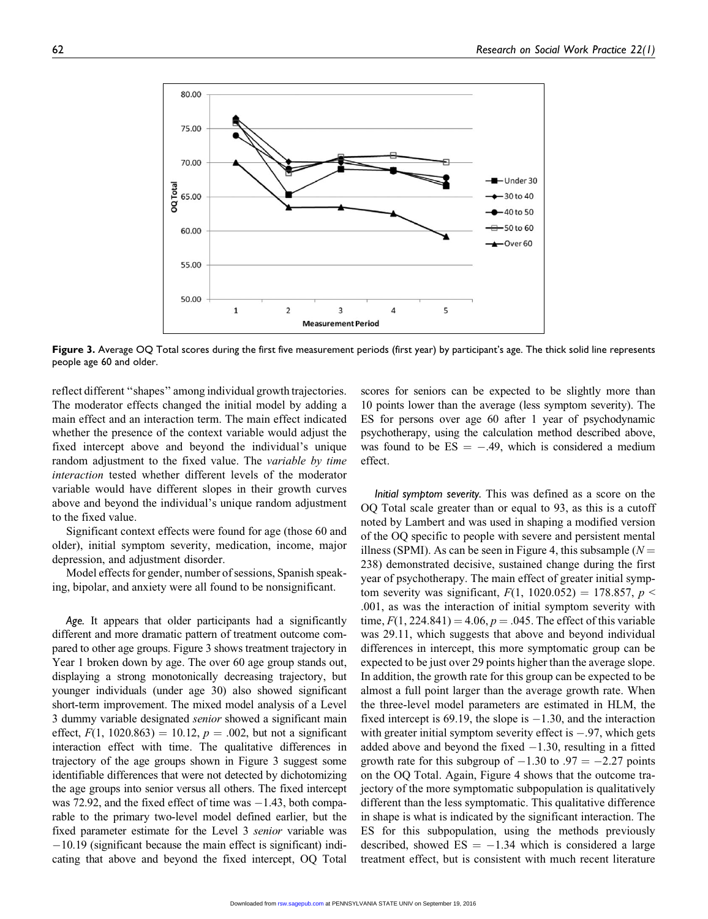**Figure 3.** Average OQ Total scores during the first five measurement periods (first year) by participant's age. The thick solid line represents people age 60 and older.

reflect different "shapes" among individual growth trajectories. The moderator effects changed the initial model by adding a main effect and an interaction term. The main effect indicated whether the presence of the context variable would adjust the fixed intercept above and beyond the individual's unique random adjustment to the fixed value. The *variable by time interaction* tested whether different levels of the moderator variable would have different slopes in their growth curves above and beyond the individual's unique random adjustment to the fixed value.

Significant context effects were found for age (those 60 and older), initial symptom severity, medication, income, major depression, and adjustment disorder.

Model effects for gender, number of sessions, Spanish speaking, bipolar, and anxiety were all found to be nonsignificant.

*Age.* It appears that older participants had a significantly different and more dramatic pattern of treatment outcome compared to other age groups. Figure 3 shows treatment trajectory in Year 1 broken down by age. The over 60 age group stands out, displaying a strong monotonically decreasing trajectory, but younger individuals (under age 30) also showed significant short-term improvement. The mixed model analysis of a Level 3 dummy variable designated *senior* showed a significant main effect, $F(1, 1020.863) = 10.12$, $p = .002$, but not a significant interaction effect with time. The qualitative differences in trajectory of the age groups shown in Figure 3 suggest some identifiable differences that were not detected by dichotomizing the age groups into senior versus all others. The fixed intercept was 72.92, and the fixed effect of time was $-1.43$, both comparable to the primary two-level model defined earlier, but the fixed parameter estimate for the Level 3 *senior* variable was $-10.19$ (significant because the main effect is significant) indicating that above and beyond the fixed intercept, OQ Total scores for seniors can be expected to be slightly more than 10 points lower than the average (less symptom severity). The ES for persons over age 60 after 1 year of psychodynamic psychotherapy, using the calculation method described above, was found to be $ES = -.49$, which is considered a medium effect.

*Initial symptom severity.* This was defined as a score on the OQ Total scale greater than or equal to 93, as this is a cutoff noted by Lambert and was used in shaping a modified version of the OQ specific to people with severe and persistent mental illness (SPMI). As can be seen in Figure 4, this subsample ($N = 238$) demonstrated decisive, sustained change during the first year of psychotherapy. The main effect of greater initial symptom severity was significant, $F(1, 1020.052) = 178.857$, $p < .001$, as was the interaction of initial symptom severity with time, $F(1, 224.841) = 4.06$, $p = .045$. The effect of this variable was 29.11, which suggests that above and beyond individual differences in intercept, this more symptomatic group can be expected to be just over 29 points higher than the average slope. In addition, the growth rate for this group can be expected to be almost a full point larger than the average growth rate. When the three-level model parameters are estimated in HLM, the fixed intercept is 69.19, the slope is $-1.30$, and the interaction with greater initial symptom severity effect is $-.97$, which gets added above and beyond the fixed $-1.30$, resulting in a fitted growth rate for this subgroup of $-1.30$ to $.97 = -2.27$ points on the OQ Total. Again, Figure 4 shows that the outcome trajectory of the more symptomatic subpopulation is qualitatively different than the less symptomatic. This qualitative difference in shape is what is indicated by the significant interaction. The ES for this subpopulation, using the methods previously described, showed $ES = -1.34$ which is considered a large treatment effect, but is consistent with much recent literature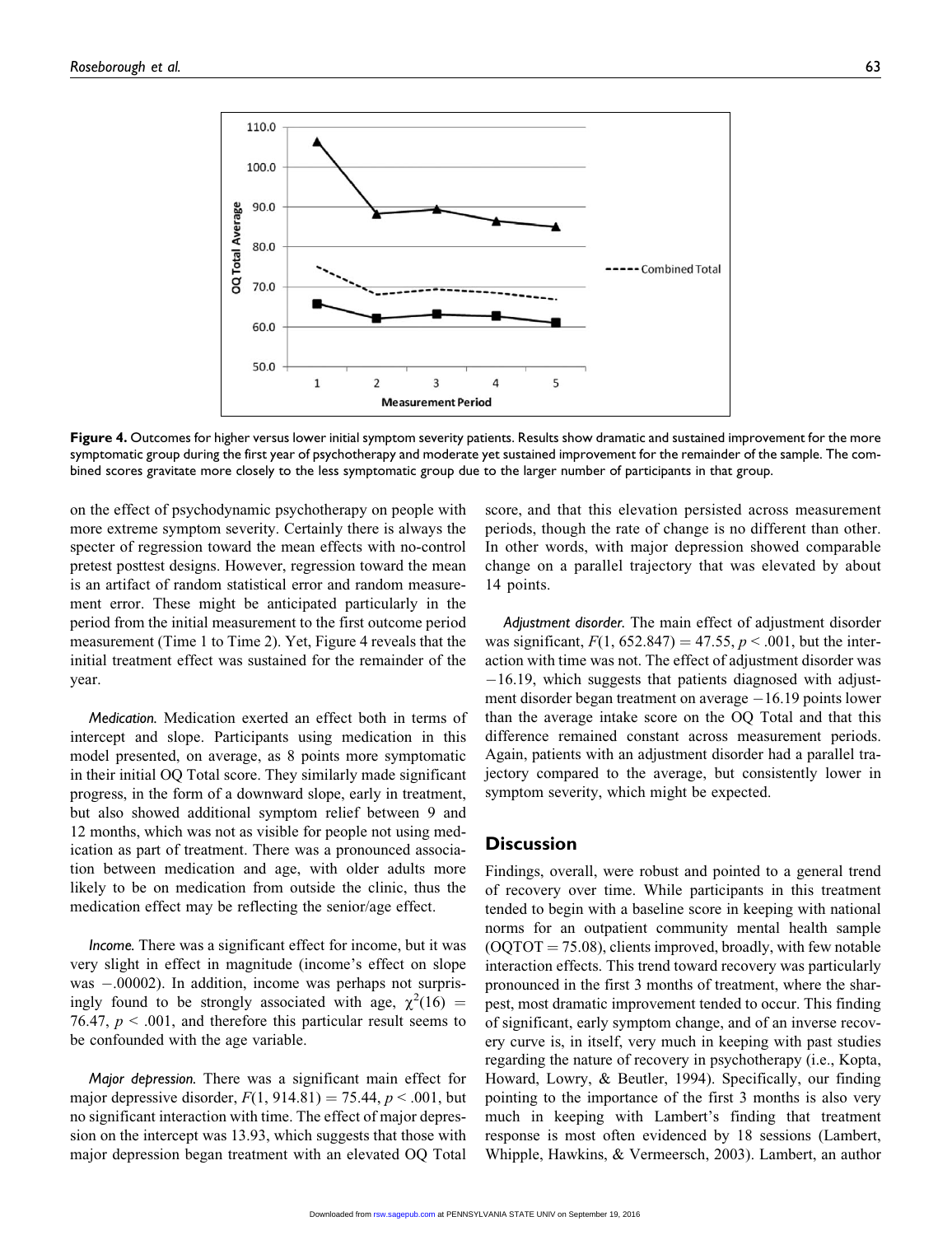**Figure 4.** Outcomes for higher versus lower initial symptom severity patients. Results show dramatic and sustained improvement for the more symptomatic group during the first year of psychotherapy and moderate yet sustained improvement for the remainder of the sample. The combined scores gravitate more closely to the less symptomatic group due to the larger number of participants in that group.

on the effect of psychodynamic psychotherapy on people with more extreme symptom severity. Certainly there is always the specter of regression toward the mean effects with no-control pretest posttest designs. However, regression toward the mean is an artifact of random statistical error and random measurement error. These might be anticipated particularly in the period from the initial measurement to the first outcome period measurement (Time 1 to Time 2). Yet, Figure 4 reveals that the initial treatment effect was sustained for the remainder of the year.

*Medication.* Medication exerted an effect both in terms of intercept and slope. Participants using medication in this model presented, on average, as 8 points more symptomatic in their initial OQ Total score. They similarly made significant progress, in the form of a downward slope, early in treatment, but also showed additional symptom relief between 9 and 12 months, which was not as visible for people not using medication as part of treatment. There was a pronounced association between medication and age, with older adults more likely to be on medication from outside the clinic, thus the medication effect may be reflecting the senior/age effect.

*Income.* There was a significant effect for income, but it was very slight in effect in magnitude (income's effect on slope was $-.00002$). In addition, income was perhaps not surprisingly found to be strongly associated with age, $\chi^2(16) = 76.47$, $p < .001$, and therefore this particular result seems to be confounded with the age variable.

*Major depression.* There was a significant main effect for major depressive disorder, $F(1, 914.81) = 75.44$, $p < .001$, but no significant interaction with time. The effect of major depression on the intercept was 13.93, which suggests that those with major depression began treatment with an elevated OQ Total score, and that this elevation persisted across measurement periods, though the rate of change is no different than other. In other words, with major depression showed comparable change on a parallel trajectory that was elevated by about 14 points.

*Adjustment disorder.* The main effect of adjustment disorder was significant, $F(1, 652.847) = 47.55$, $p < .001$, but the interaction with time was not. The effect of adjustment disorder was $-16.19$, which suggests that patients diagnosed with adjustment disorder began treatment on average $-16.19$ points lower than the average intake score on the OQ Total and that this difference remained constant across measurement periods. Again, patients with an adjustment disorder had a parallel trajectory compared to the average, but consistently lower in symptom severity, which might be expected.

## Discussion

Findings, overall, were robust and pointed to a general trend of recovery over time. While participants in this treatment tended to begin with a baseline score in keeping with national norms for an outpatient community mental health sample (OQTOT = 75.08), clients improved, broadly, with few notable interaction effects. This trend toward recovery was particularly pronounced in the first 3 months of treatment, where the sharpest, most dramatic improvement tended to occur. This finding of significant, early symptom change, and of an inverse recovery curve is, in itself, very much in keeping with past studies regarding the nature of recovery in psychotherapy (i.e., Kopta, Howard, Lowry, & Beutler, 1994). Specifically, our finding pointing to the importance of the first 3 months is also very much in keeping with Lambert's finding that treatment response is most often evidenced by 18 sessions (Lambert, Whipple, Hawkins, & Vermeersch, 2003). Lambert, an author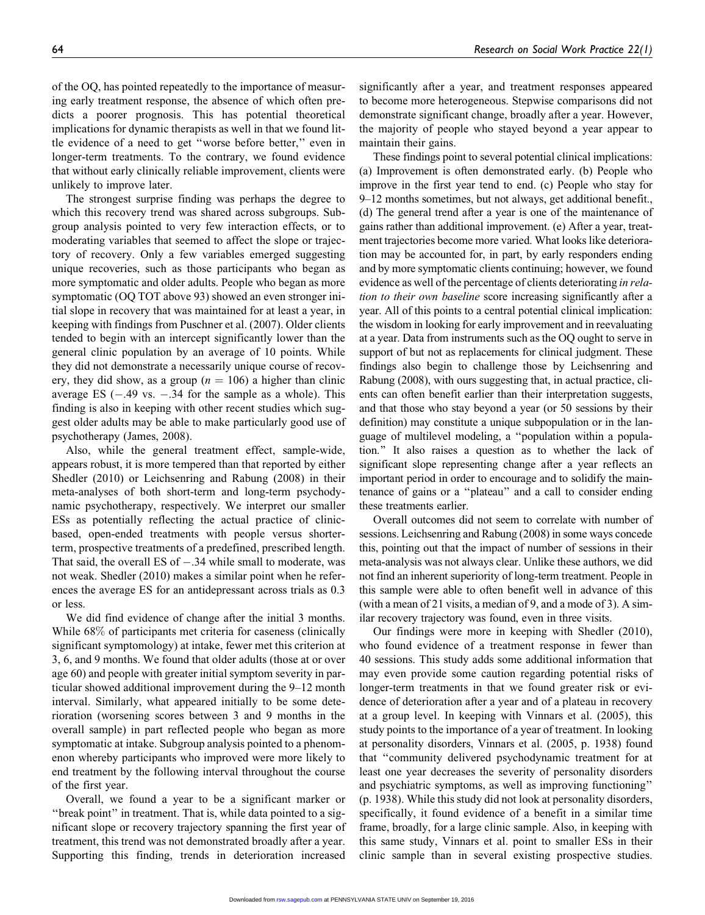of the OQ, has pointed repeatedly to the importance of measuring early treatment response, the absence of which often predicts a poorer prognosis. This has potential theoretical implications for dynamic therapists as well in that we found little evidence of a need to get ''worse before better,'' even in longer-term treatments. To the contrary, we found evidence that without early clinically reliable improvement, clients were unlikely to improve later.

The strongest surprise finding was perhaps the degree to which this recovery trend was shared across subgroups. Subgroup analysis pointed to very few interaction effects, or to moderating variables that seemed to affect the slope or trajectory of recovery. Only a few variables emerged suggesting unique recoveries, such as those participants who began as more symptomatic and older adults. People who began as more symptomatic (OQ TOT above 93) showed an even stronger initial slope in recovery that was maintained for at least a year, in keeping with findings from Puschner et al. (2007). Older clients tended to begin with an intercept significantly lower than the general clinic population by an average of 10 points. While they did not demonstrate a necessarily unique course of recovery, they did show, as a group ($n = 106$) a higher than clinic average ES ($-.49$ vs. $-.34$ for the sample as a whole). This finding is also in keeping with other recent studies which suggest older adults may be able to make particularly good use of psychotherapy (James, 2008).

Also, while the general treatment effect, sample-wide, appears robust, it is more tempered than that reported by either Shedler (2010) or Leichsenring and Rabung (2008) in their meta-analyses of both short-term and long-term psychodynamic psychotherapy, respectively. We interpret our smaller ESs as potentially reflecting the actual practice of clinic-based, open-ended treatments with people versus shorter-term, prospective treatments of a predefined, prescribed length. That said, the overall ES of $-.34$ while small to moderate, was not weak. Shedler (2010) makes a similar point when he references the average ES for an antidepressant across trials as 0.3 or less.

We did find evidence of change after the initial 3 months. While 68% of participants met criteria for caseness (clinically significant symptomology) at intake, fewer met this criterion at 3, 6, and 9 months. We found that older adults (those at or over age 60) and people with greater initial symptom severity in particular showed additional improvement during the 9–12 month interval. Similarly, what appeared initially to be some deterioration (worsening scores between 3 and 9 months in the overall sample) in part reflected people who began as more symptomatic at intake. Subgroup analysis pointed to a phenomenon whereby participants who improved were more likely to end treatment by the following interval throughout the course of the first year.

Overall, we found a year to be a significant marker or ''break point'' in treatment. That is, while data pointed to a significant slope or recovery trajectory spanning the first year of treatment, this trend was not demonstrated broadly after a year. Supporting this finding, trends in deterioration increased significantly after a year, and treatment responses appeared to become more heterogeneous. Stepwise comparisons did not demonstrate significant change, broadly after a year. However, the majority of people who stayed beyond a year appear to maintain their gains.

These findings point to several potential clinical implications: (a) Improvement is often demonstrated early. (b) People who improve in the first year tend to end. (c) People who stay for 9–12 months sometimes, but not always, get additional benefit., (d) The general trend after a year is one of the maintenance of gains rather than additional improvement. (e) After a year, treatment trajectories become more varied. What looks like deterioration may be accounted for, in part, by early responders ending and by more symptomatic clients continuing; however, we found evidence as well of the percentage of clients deteriorating *in relation to their own baseline* score increasing significantly after a year. All of this points to a central potential clinical implication: the wisdom in looking for early improvement and in reevaluating at a year. Data from instruments such as the OQ ought to serve in support of but not as replacements for clinical judgment. These findings also begin to challenge those by Leichsenring and Rabung (2008), with ours suggesting that, in actual practice, clients can often benefit earlier than their interpretation suggests, and that those who stay beyond a year (or 50 sessions by their definition) may constitute a unique subpopulation or in the language of multilevel modeling, a ''population within a population.'' It also raises a question as to whether the lack of significant slope representing change after a year reflects an important period in order to encourage and to solidify the maintenance of gains or a ''plateau'' and a call to consider ending these treatments earlier.

Overall outcomes did not seem to correlate with number of sessions. Leichsenring and Rabung (2008) in some ways concede this, pointing out that the impact of number of sessions in their meta-analysis was not always clear. Unlike these authors, we did not find an inherent superiority of long-term treatment. People in this sample were able to often benefit well in advance of this (with a mean of 21 visits, a median of 9, and a mode of 3). A similar recovery trajectory was found, even in three visits.

Our findings were more in keeping with Shedler (2010), who found evidence of a treatment response in fewer than 40 sessions. This study adds some additional information that may even provide some caution regarding potential risks of longer-term treatments in that we found greater risk or evidence of deterioration after a year and of a plateau in recovery at a group level. In keeping with Vinnars et al. (2005), this study points to the importance of a year of treatment. In looking at personality disorders, Vinnars et al. (2005, p. 1938) found that ''community delivered psychodynamic treatment for at least one year decreases the severity of personality disorders and psychiatric symptoms, as well as improving functioning'' (p. 1938). While this study did not look at personality disorders, specifically, it found evidence of a benefit in a similar time frame, broadly, for a large clinic sample. Also, in keeping with this same study, Vinnars et al. point to smaller ESs in their clinic sample than in several existing prospective studies.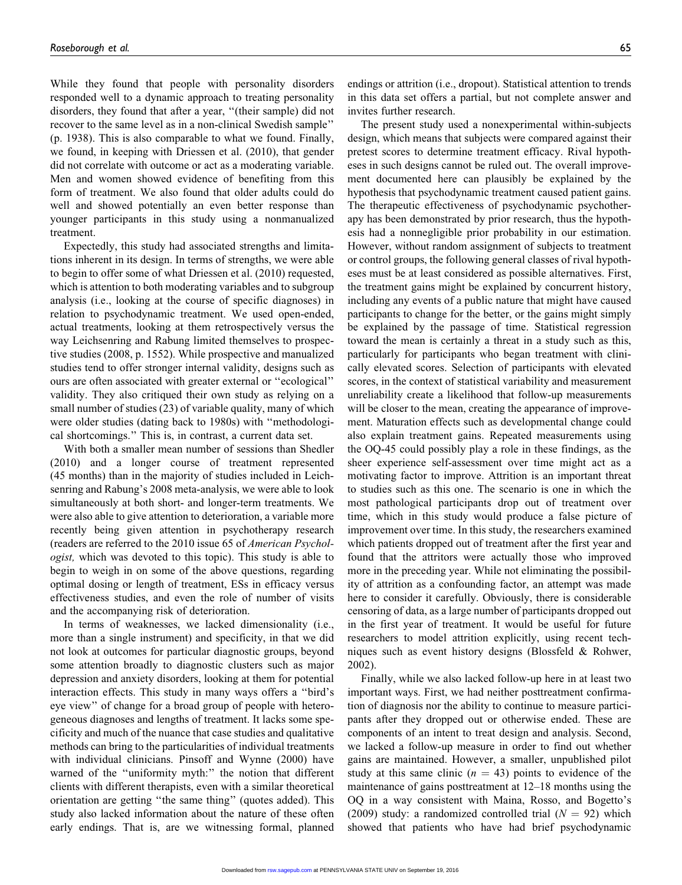While they found that people with personality disorders responded well to a dynamic approach to treating personality disorders, they found that after a year, ''(their sample) did not recover to the same level as in a non-clinical Swedish sample'' (p. 1938). This is also comparable to what we found. Finally, we found, in keeping with Driessen et al. (2010), that gender did not correlate with outcome or act as a moderating variable. Men and women showed evidence of benefiting from this form of treatment. We also found that older adults could do well and showed potentially an even better response than younger participants in this study using a nonmanualized treatment.

Expectedly, this study had associated strengths and limitations inherent in its design. In terms of strengths, we were able to begin to offer some of what Driessen et al. (2010) requested, which is attention to both moderating variables and to subgroup analysis (i.e., looking at the course of specific diagnoses) in relation to psychodynamic treatment. We used open-ended, actual treatments, looking at them retrospectively versus the way Leichsenring and Rabung limited themselves to prospective studies (2008, p. 1552). While prospective and manualized studies tend to offer stronger internal validity, designs such as ours are often associated with greater external or ''ecological'' validity. They also critiqued their own study as relying on a small number of studies (23) of variable quality, many of which were older studies (dating back to 1980s) with ''methodological shortcomings.'' This is, in contrast, a current data set.

With both a smaller mean number of sessions than Shedler (2010) and a longer course of treatment represented (45 months) than in the majority of studies included in Leichsenring and Rabung's 2008 meta-analysis, we were able to look simultaneously at both short- and longer-term treatments. We were also able to give attention to deterioration, a variable more recently being given attention in psychotherapy research (readers are referred to the 2010 issue 65 of *American Psychologist,* which was devoted to this topic). This study is able to begin to weigh in on some of the above questions, regarding optimal dosing or length of treatment, ESs in efficacy versus effectiveness studies, and even the role of number of visits and the accompanying risk of deterioration.

In terms of weaknesses, we lacked dimensionality (i.e., more than a single instrument) and specificity, in that we did not look at outcomes for particular diagnostic groups, beyond some attention broadly to diagnostic clusters such as major depression and anxiety disorders, looking at them for potential interaction effects. This study in many ways offers a ''bird's eye view'' of change for a broad group of people with heterogeneous diagnoses and lengths of treatment. It lacks some specificity and much of the nuance that case studies and qualitative methods can bring to the particularities of individual treatments with individual clinicians. Pinsoff and Wynne (2000) have warned of the ''uniformity myth:'' the notion that different clients with different therapists, even with a similar theoretical orientation are getting ''the same thing'' (quotes added). This study also lacked information about the nature of these often early endings. That is, are we witnessing formal, planned endings or attrition (i.e., dropout). Statistical attention to trends in this data set offers a partial, but not complete answer and invites further research.

The present study used a nonexperimental within-subjects design, which means that subjects were compared against their pretest scores to determine treatment efficacy. Rival hypotheses in such designs cannot be ruled out. The overall improvement documented here can plausibly be explained by the hypothesis that psychodynamic treatment caused patient gains. The therapeutic effectiveness of psychodynamic psychotherapy has been demonstrated by prior research, thus the hypothesis had a nonnegligible prior probability in our estimation. However, without random assignment of subjects to treatment or control groups, the following general classes of rival hypotheses must be at least considered as possible alternatives. First, the treatment gains might be explained by concurrent history, including any events of a public nature that might have caused participants to change for the better, or the gains might simply be explained by the passage of time. Statistical regression toward the mean is certainly a threat in a study such as this, particularly for participants who began treatment with clinically elevated scores. Selection of participants with elevated scores, in the context of statistical variability and measurement unreliability create a likelihood that follow-up measurements will be closer to the mean, creating the appearance of improvement. Maturation effects such as developmental change could also explain treatment gains. Repeated measurements using the OQ-45 could possibly play a role in these findings, as the sheer experience self-assessment over time might act as a motivating factor to improve. Attrition is an important threat to studies such as this one. The scenario is one in which the most pathological participants drop out of treatment over time, which in this study would produce a false picture of improvement over time. In this study, the researchers examined which patients dropped out of treatment after the first year and found that the attritors were actually those who improved more in the preceding year. While not eliminating the possibility of attrition as a confounding factor, an attempt was made here to consider it carefully. Obviously, there is considerable censoring of data, as a large number of participants dropped out in the first year of treatment. It would be useful for future researchers to model attrition explicitly, using recent techniques such as event history designs (Blossfeld & Rohwer, 2002).

Finally, while we also lacked follow-up here in at least two important ways. First, we had neither posttreatment confirmation of diagnosis nor the ability to continue to measure participants after they dropped out or otherwise ended. These are components of an intent to treat design and analysis. Second, we lacked a follow-up measure in order to find out whether gains are maintained. However, a smaller, unpublished pilot study at this same clinic ($n = 43$) points to evidence of the maintenance of gains posttreatment at 12–18 months using the OQ in a way consistent with Maina, Rosso, and Bogetto's (2009) study: a randomized controlled trial ($N = 92$) which showed that patients who have had brief psychodynamic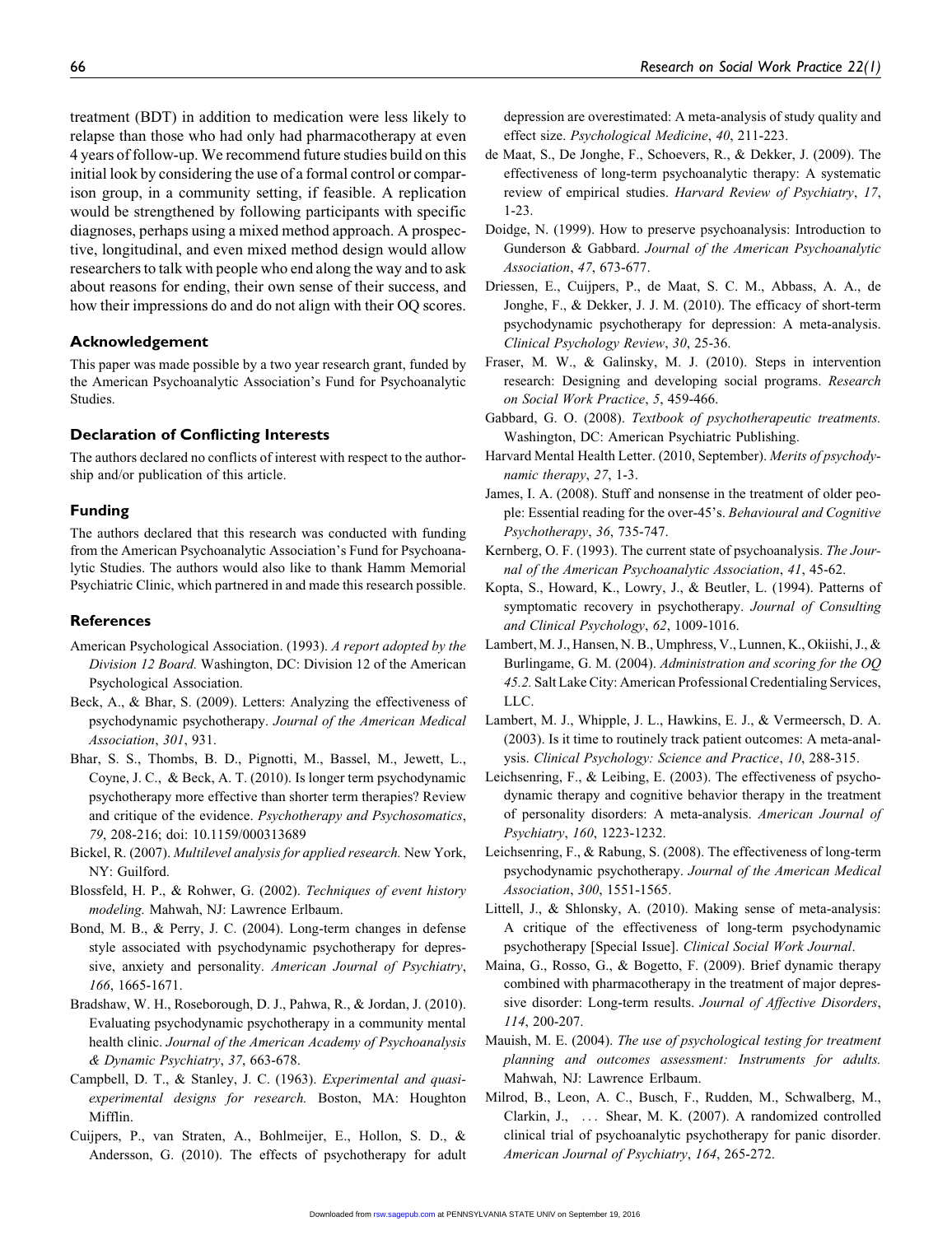treatment (BDT) in addition to medication were less likely to relapse than those who had only had pharmacotherapy at even 4 years of follow-up. We recommend future studies build on this initial look by considering the use of a formal control or comparison group, in a community setting, if feasible. A replication would be strengthened by following participants with specific diagnoses, perhaps using a mixed method approach. A prospective, longitudinal, and even mixed method design would allow researchers to talk with people who end along the way and to ask about reasons for ending, their own sense of their success, and how their impressions do and do not align with their OQ scores.

## Acknowledgement

This paper was made possible by a two year research grant, funded by the American Psychoanalytic Association's Fund for Psychoanalytic Studies.

## Declaration of Conflicting Interests

The authors declared no conflicts of interest with respect to the authorship and/or publication of this article.

## Funding

The authors declared that this research was conducted with funding from the American Psychoanalytic Association's Fund for Psychoanalytic Studies. The authors would also like to thank Hamm Memorial Psychiatric Clinic, which partnered in and made this research possible.

## References

American Psychological Association. (1993). *A report adopted by the Division 12 Board.* Washington, DC: Division 12 of the American Psychological Association.

Beck, A., & Bhar, S. (2009). Letters: Analyzing the effectiveness of psychodynamic psychotherapy. *Journal of the American Medical Association*, *301*, 931.

Bhar, S. S., Thombs, B. D., Pignotti, M., Bassel, M., Jewett, L., Coyne, J. C., & Beck, A. T. (2010). Is longer term psychodynamic psychotherapy more effective than shorter term therapies? Review and critique of the evidence. *Psychotherapy and Psychosomatics*, *79*, 208-216; doi: 10.1159/000313689

Bickel, R. (2007). *Multilevel analysis for applied research.* New York, NY: Guilford.

Blossfeld, H. P., & Rohwer, G. (2002). *Techniques of event history modeling.* Mahwah, NJ: Lawrence Erlbaum.

Bond, M. B., & Perry, J. C. (2004). Long-term changes in defense style associated with psychodynamic psychotherapy for depressive, anxiety and personality. *American Journal of Psychiatry*, *166*, 1665-1671.

Bradshaw, W. H., Roseborough, D. J., Pahwa, R., & Jordan, J. (2010). Evaluating psychodynamic psychotherapy in a community mental health clinic. *Journal of the American Academy of Psychoanalysis & Dynamic Psychiatry*, *37*, 663-678.

Campbell, D. T., & Stanley, J. C. (1963). *Experimental and quasi-experimental designs for research.* Boston, MA: Houghton Mifflin.

Cuijpers, P., van Straten, A., Bohlmeijer, E., Hollon, S. D., & Andersson, G. (2010). The effects of psychotherapy for adult depression are overestimated: A meta-analysis of study quality and effect size. *Psychological Medicine*, *40*, 211-223.

de Maat, S., De Jonghe, F., Schoevers, R., & Dekker, J. (2009). The effectiveness of long-term psychoanalytic therapy: A systematic review of empirical studies. *Harvard Review of Psychiatry*, *17*, 1-23.

Doidge, N. (1999). How to preserve psychoanalysis: Introduction to Gunderson & Gabbard. *Journal of the American Psychoanalytic Association*, *47*, 673-677.

Driessen, E., Cuijpers, P., de Maat, S. C. M., Abbass, A. A., de Jonghe, F., & Dekker, J. J. M. (2010). The efficacy of short-term psychodynamic psychotherapy for depression: A meta-analysis. *Clinical Psychology Review*, *30*, 25-36.

Fraser, M. W., & Galinsky, M. J. (2010). Steps in intervention research: Designing and developing social programs. *Research on Social Work Practice*, *5*, 459-466.

Gabbard, G. O. (2008). *Textbook of psychotherapeutic treatments.* Washington, DC: American Psychiatric Publishing.

Harvard Mental Health Letter. (2010, September). *Merits of psychodynamic therapy*, *27*, 1-3.

James, I. A. (2008). Stuff and nonsense in the treatment of older people: Essential reading for the over-45's. *Behavioural and Cognitive Psychotherapy*, *36*, 735-747.

Kernberg, O. F. (1993). The current state of psychoanalysis. *The Journal of the American Psychoanalytic Association*, *41*, 45-62.

Kopta, S., Howard, K., Lowry, J., & Beutler, L. (1994). Patterns of symptomatic recovery in psychotherapy. *Journal of Consulting and Clinical Psychology*, *62*, 1009-1016.

Lambert, M. J., Hansen, N. B., Umphress, V., Lunnen, K., Okiishi, J., & Burlingame, G. M. (2004). *Administration and scoring for the OQ 45.2.* Salt Lake City: American Professional Credentialing Services, LLC.

Lambert, M. J., Whipple, J. L., Hawkins, E. J., & Vermeersch, D. A. (2003). Is it time to routinely track patient outcomes: A meta-analysis. *Clinical Psychology: Science and Practice*, *10*, 288-315.

Leichsenring, F., & Leibing, E. (2003). The effectiveness of psychodynamic therapy and cognitive behavior therapy in the treatment of personality disorders: A meta-analysis. *American Journal of Psychiatry*, *160*, 1223-1232.

Leichsenring, F., & Rabung, S. (2008). The effectiveness of long-term psychodynamic psychotherapy. *Journal of the American Medical Association*, *300*, 1551-1565.

Littell, J., & Shlonsky, A. (2010). Making sense of meta-analysis: A critique of the effectiveness of long-term psychodynamic psychotherapy [Special Issue]. *Clinical Social Work Journal*.

Maina, G., Rosso, G., & Bogetto, F. (2009). Brief dynamic therapy combined with pharmacotherapy in the treatment of major depressive disorder: Long-term results. *Journal of Affective Disorders*, *114*, 200-207.

Mauish, M. E. (2004). *The use of psychological testing for treatment planning and outcomes assessment: Instruments for adults.* Mahwah, NJ: Lawrence Erlbaum.

Milrod, B., Leon, A. C., Busch, F., Rudden, M., Schwalberg, M., Clarkin, J., ... Shear, M. K. (2007). A randomized controlled clinical trial of psychoanalytic psychotherapy for panic disorder. *American Journal of Psychiatry*, *164*, 265-272.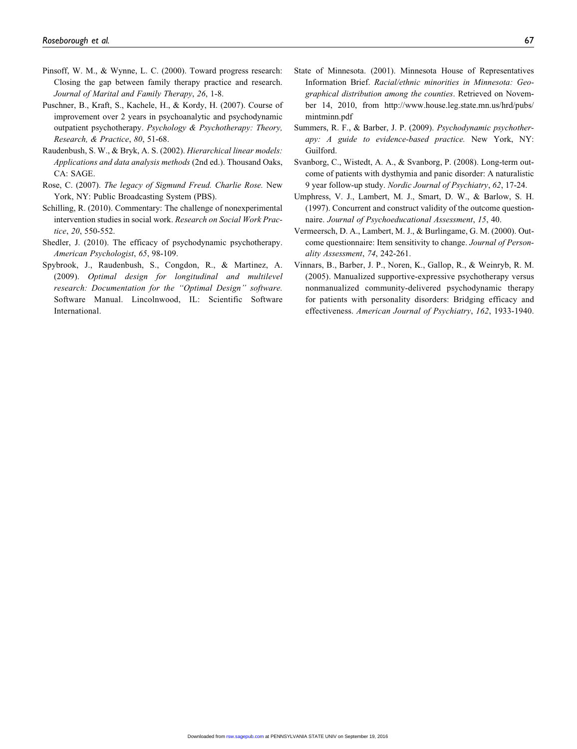Pinsoff, W. M., & Wynne, L. C. (2000). Toward progress research: Closing the gap between family therapy practice and research. *Journal of Marital and Family Therapy*, *26*, 1-8.

Puschner, B., Kraft, S., Kachele, H., & Kordy, H. (2007). Course of improvement over 2 years in psychoanalytic and psychodynamic outpatient psychotherapy. *Psychology & Psychotherapy: Theory, Research, & Practice*, *80*, 51-68.

Raudenbush, S. W., & Bryk, A. S. (2002). *Hierarchical linear models: Applications and data analysis methods* (2nd ed.). Thousand Oaks, CA: SAGE.

Rose, C. (2007). *The legacy of Sigmund Freud. Charlie Rose.* New York, NY: Public Broadcasting System (PBS).

Schilling, R. (2010). Commentary: The challenge of nonexperimental intervention studies in social work. *Research on Social Work Practice*, *20*, 550-552.

Shedler, J. (2010). The efficacy of psychodynamic psychotherapy. *American Psychologist*, *65*, 98-109.

Spybrook, J., Raudenbush, S., Congdon, R., & Martinez, A. (2009). *Optimal design for longitudinal and multilevel research: Documentation for the "Optimal Design" software.* Software Manual. Lincolnwood, IL: Scientific Software International.

State of Minnesota. (2001). Minnesota House of Representatives Information Brief. *Racial/ethnic minorities in Minnesota: Geographical distribution among the counties*. Retrieved on November 14, 2010, from http://www.house.leg.state.mn.us/hrd/pubs/mintminn.pdf

Summers, R. F., & Barber, J. P. (2009). *Psychodynamic psychotherapy: A guide to evidence-based practice.* New York, NY: Guilford.

Svanborg, C., Wistedt, A. A., & Svanborg, P. (2008). Long-term outcome of patients with dysthymia and panic disorder: A naturalistic 9 year follow-up study. *Nordic Journal of Psychiatry*, *62*, 17-24.

Umphress, V. J., Lambert, M. J., Smart, D. W., & Barlow, S. H. (1997). Concurrent and construct validity of the outcome questionnaire. *Journal of Psychoeducational Assessment*, *15*, 40.

Vermeersch, D. A., Lambert, M. J., & Burlingame, G. M. (2000). Outcome questionnaire: Item sensitivity to change. *Journal of Personality Assessment*, *74*, 242-261.

Vinnars, B., Barber, J. P., Noren, K., Gallop, R., & Weinryb, R. M. (2005). Manualized supportive-expressive psychotherapy versus nonmanualized community-delivered psychodynamic therapy for patients with personality disorders: Bridging efficacy and effectiveness. *American Journal of Psychiatry*, *162*, 1933-1940.